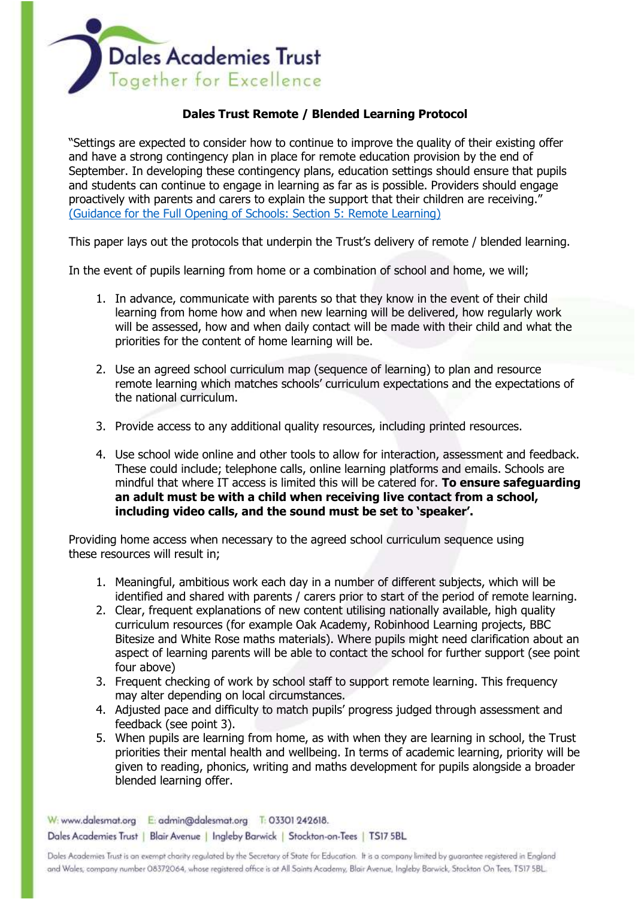# Dales Academies Trust

Together for Excellence

## Dales Trust Remote / Blended Learning Protocol

"Settings are expected to consider how to continue to improve the quality of their existing offer and have a strong contingency plan in place for remote education provision by the end of September. In developing these contingency plans, education settings should ensure that pupils and students can continue to engage in learning as far as is possible. Providers should engage proactively with parents and carers to explain the support that their children are receiving." (Guidance for the Full Opening of Schools: Section 5: Remote Learning)

This paper lays out the protocols that underpin the Trust's delivery of remote / blended learning.

In the event of pupils learning from home or a combination of school and home, we will;

1. In advance, communicate with parents so that they know in the event of their child learning from home how and when new learning will be delivered, how regularly work will be assessed, how and when daily contact will be made with their child and what the priorities for the content of home learning will be.

2. Use an agreed school curriculum map (sequence of learning) to plan and resource remote learning which matches schools' curriculum expectations and the expectations of the national curriculum.

3. Provide access to any additional quality resources, including printed resources.

4. Use school wide online and other tools to allow for interaction, assessment and feedback. These could include; telephone calls, online learning platforms and emails. Schools are mindful that where IT access is limited this will be catered for. **To ensure safeguarding an adult must be with a child when receiving live contact from a school, including video calls, and the sound must be set to 'speaker'.**

Providing home access when necessary to the agreed school curriculum sequence using these resources will result in;

1. Meaningful, ambitious work each day in a number of different subjects, which will be identified and shared with parents / carers prior to start of the period of remote learning.
2. Clear, frequent explanations of new content utilising nationally available, high quality curriculum resources (for example Oak Academy, Robinhood Learning projects, BBC Bitesize and White Rose maths materials). Where pupils might need clarification about an aspect of learning parents will be able to contact the school for further support (see point four above)
3. Frequent checking of work by school staff to support remote learning. This frequency may alter depending on local circumstances.
4. Adjusted pace and difficulty to match pupils' progress judged through assessment and feedback (see point 3).
5. When pupils are learning from home, as with when they are learning in school, the Trust priorities their mental health and wellbeing. In terms of academic learning, priority will be given to reading, phonics, writing and maths development for pupils alongside a broader blended learning offer.

W: www.dalesmat.org E: admin@dalesmat.org T: 03301 242618.
Dales Academies Trust | Blair Avenue | Ingleby Barwick | Stockton-on-Tees | TS17 5BL

Dales Academies Trust is an exempt charity regulated by the Secretary of State for Education. It is a company limited by guarantee registered in England and Wales, company number 08372064, whose registered office is at All Saints Academy, Blair Avenue, Ingleby Barwick, Stockton On Tees, TS17 5BL.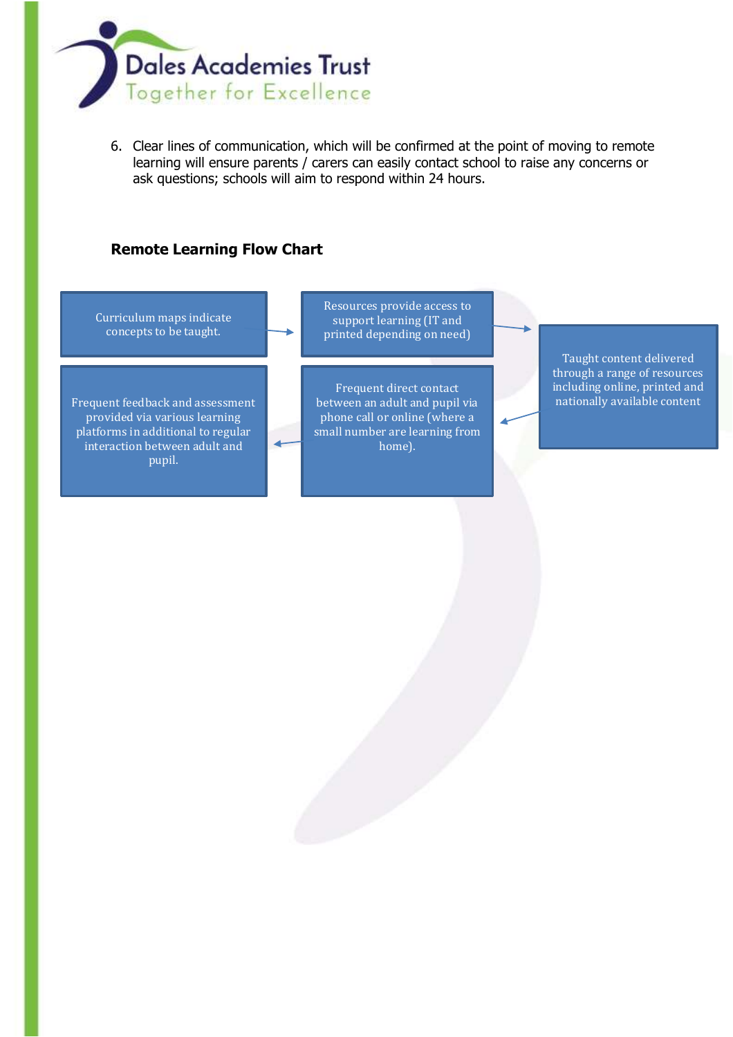6. Clear lines of communication, which will be confirmed at the point of moving to remote learning will ensure parents / carers can easily contact school to raise any concerns or ask questions; schools will aim to respond within 24 hours.

## Remote Learning Flow Chart

Curriculum maps indicate concepts to be taught.

Resources provide access to support learning (IT and printed depending on need)

Taught content delivered through a range of resources including online, printed and nationally available content

Frequent direct contact between an adult and pupil via phone call or online (where a small number are learning from home).

Frequent feedback and assessment provided via various learning platforms in additional to regular interaction between adult and pupil.